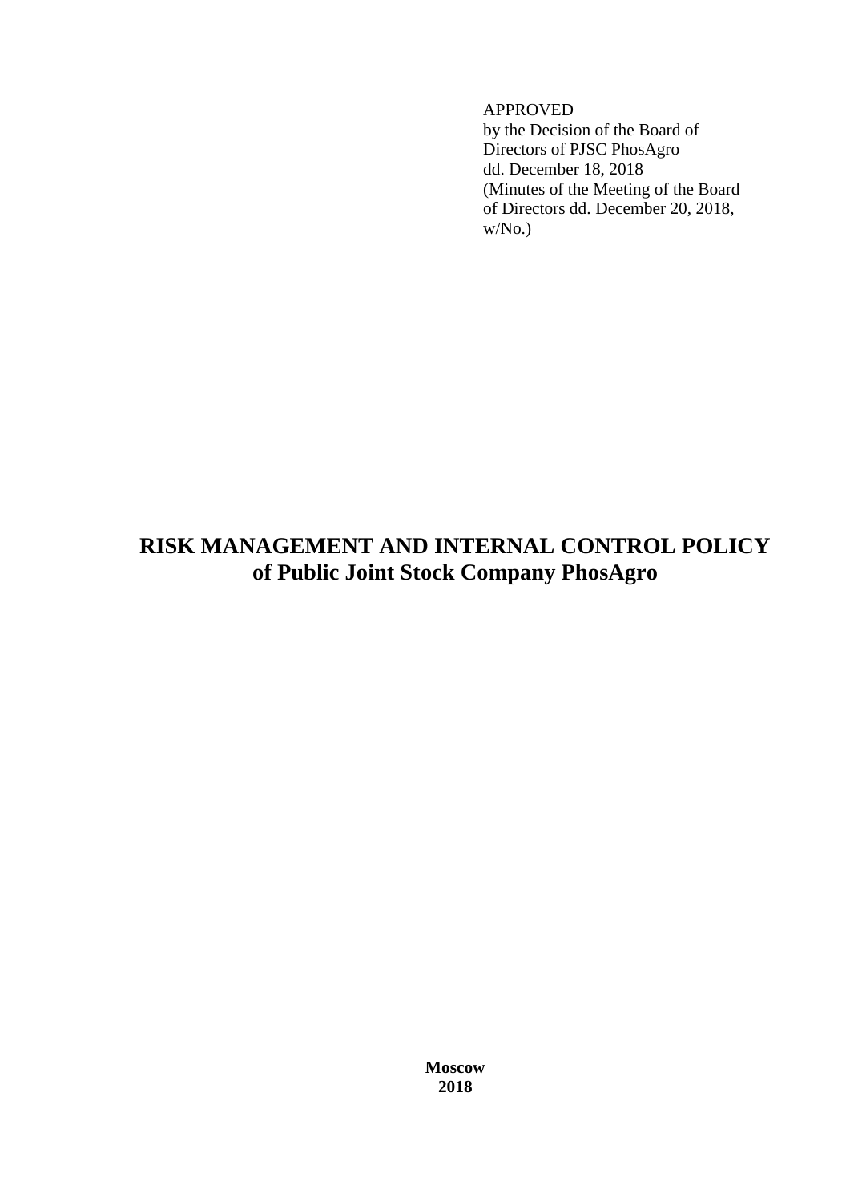APPROVED
by the Decision of the Board of Directors of PJSC PhosAgro
dd. December 18, 2018
(Minutes of the Meeting of the Board of Directors dd. December 20, 2018, w/No.)

# RISK MANAGEMENT AND INTERNAL CONTROL POLICY of Public Joint Stock Company PhosAgro

**Moscow**
**2018**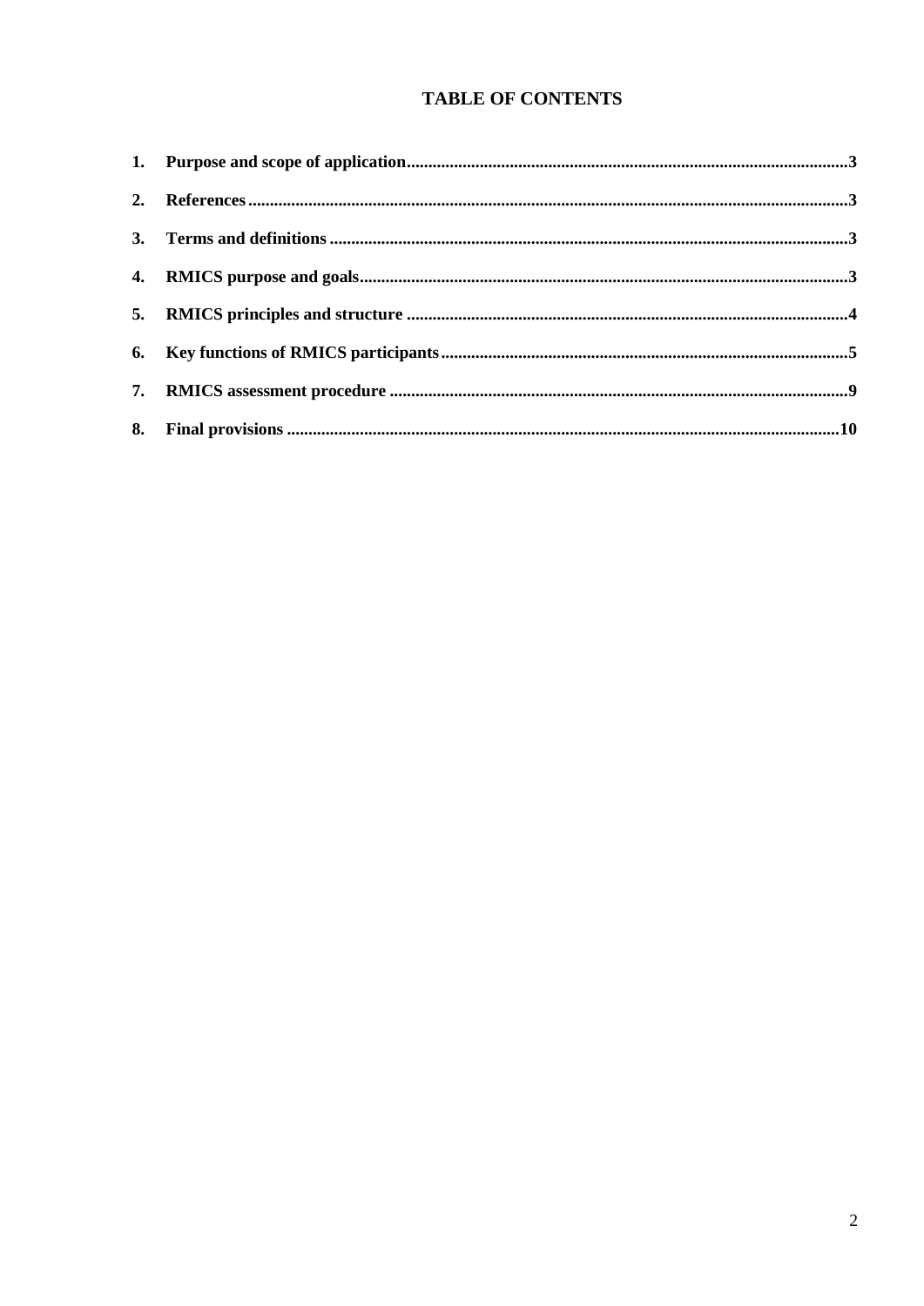# TABLE OF CONTENTS

1. **Purpose and scope of application** ..... 3
2. **References** ..... 3
3. **Terms and definitions** ..... 3
4. **RMICS purpose and goals** ..... 3
5. **RMICS principles and structure** ..... 4
6. **Key functions of RMICS participants** ..... 5
7. **RMICS assessment procedure** ..... 9
8. **Final provisions** ..... 10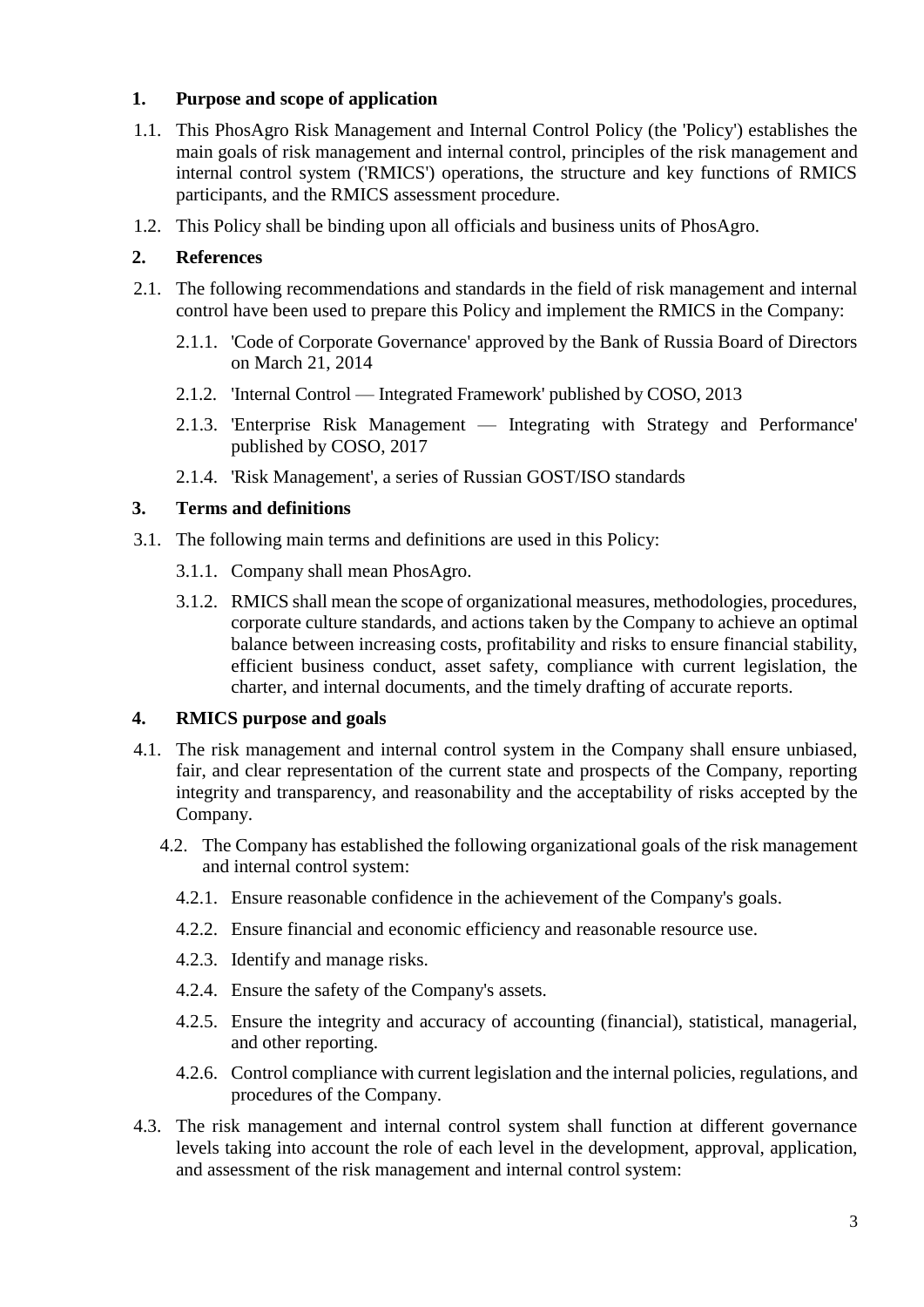## 1. Purpose and scope of application

1.1. This PhosAgro Risk Management and Internal Control Policy (the 'Policy') establishes the main goals of risk management and internal control, principles of the risk management and internal control system ('RMICS') operations, the structure and key functions of RMICS participants, and the RMICS assessment procedure.

1.2. This Policy shall be binding upon all officials and business units of PhosAgro.

## 2. References

2.1. The following recommendations and standards in the field of risk management and internal control have been used to prepare this Policy and implement the RMICS in the Company:

2.1.1. 'Code of Corporate Governance' approved by the Bank of Russia Board of Directors on March 21, 2014

2.1.2. 'Internal Control — Integrated Framework' published by COSO, 2013

2.1.3. 'Enterprise Risk Management — Integrating with Strategy and Performance' published by COSO, 2017

2.1.4. 'Risk Management', a series of Russian GOST/ISO standards

## 3. Terms and definitions

3.1. The following main terms and definitions are used in this Policy:

3.1.1. Company shall mean PhosAgro.

3.1.2. RMICS shall mean the scope of organizational measures, methodologies, procedures, corporate culture standards, and actions taken by the Company to achieve an optimal balance between increasing costs, profitability and risks to ensure financial stability, efficient business conduct, asset safety, compliance with current legislation, the charter, and internal documents, and the timely drafting of accurate reports.

## 4. RMICS purpose and goals

4.1. The risk management and internal control system in the Company shall ensure unbiased, fair, and clear representation of the current state and prospects of the Company, reporting integrity and transparency, and reasonability and the acceptability of risks accepted by the Company.

4.2. The Company has established the following organizational goals of the risk management and internal control system:

4.2.1. Ensure reasonable confidence in the achievement of the Company's goals.

4.2.2. Ensure financial and economic efficiency and reasonable resource use.

4.2.3. Identify and manage risks.

4.2.4. Ensure the safety of the Company's assets.

4.2.5. Ensure the integrity and accuracy of accounting (financial), statistical, managerial, and other reporting.

4.2.6. Control compliance with current legislation and the internal policies, regulations, and procedures of the Company.

4.3. The risk management and internal control system shall function at different governance levels taking into account the role of each level in the development, approval, application, and assessment of the risk management and internal control system: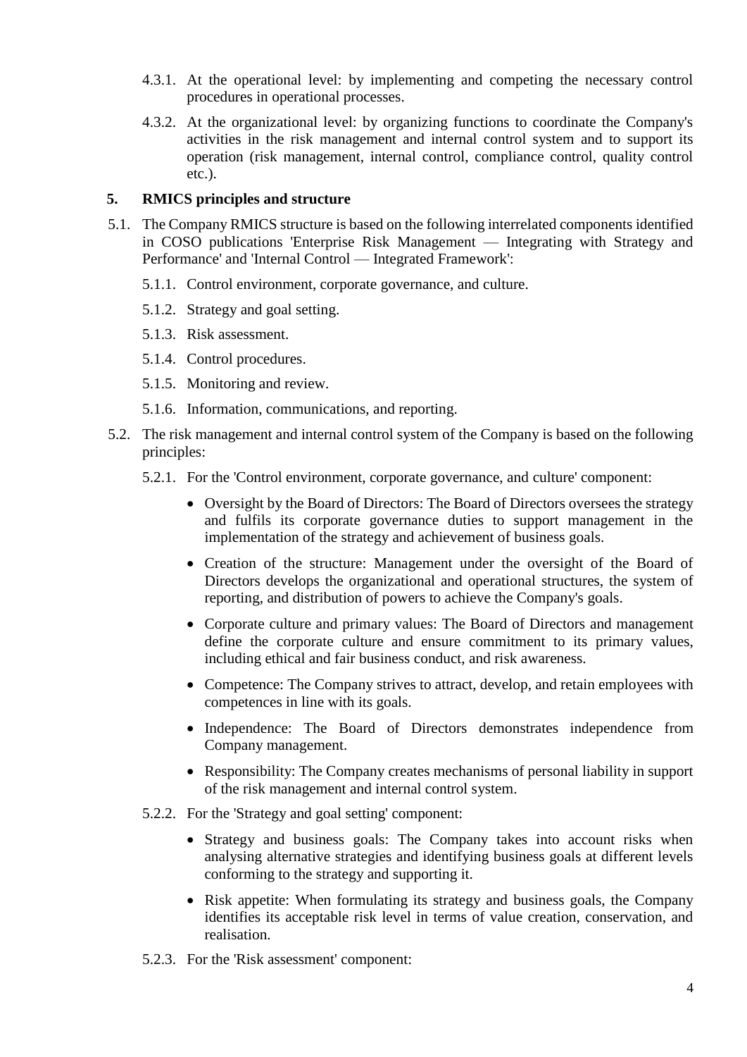4.3.1. At the operational level: by implementing and competing the necessary control procedures in operational processes.

4.3.2. At the organizational level: by organizing functions to coordinate the Company's activities in the risk management and internal control system and to support its operation (risk management, internal control, compliance control, quality control etc.).

## 5. RMICS principles and structure

5.1. The Company RMICS structure is based on the following interrelated components identified in COSO publications 'Enterprise Risk Management — Integrating with Strategy and Performance' and 'Internal Control — Integrated Framework':

5.1.1. Control environment, corporate governance, and culture.

5.1.2. Strategy and goal setting.

5.1.3. Risk assessment.

5.1.4. Control procedures.

5.1.5. Monitoring and review.

5.1.6. Information, communications, and reporting.

5.2. The risk management and internal control system of the Company is based on the following principles:

5.2.1. For the 'Control environment, corporate governance, and culture' component:

- Oversight by the Board of Directors: The Board of Directors oversees the strategy and fulfils its corporate governance duties to support management in the implementation of the strategy and achievement of business goals.
- Creation of the structure: Management under the oversight of the Board of Directors develops the organizational and operational structures, the system of reporting, and distribution of powers to achieve the Company's goals.
- Corporate culture and primary values: The Board of Directors and management define the corporate culture and ensure commitment to its primary values, including ethical and fair business conduct, and risk awareness.
- Competence: The Company strives to attract, develop, and retain employees with competences in line with its goals.
- Independence: The Board of Directors demonstrates independence from Company management.
- Responsibility: The Company creates mechanisms of personal liability in support of the risk management and internal control system.

5.2.2. For the 'Strategy and goal setting' component:

- Strategy and business goals: The Company takes into account risks when analysing alternative strategies and identifying business goals at different levels conforming to the strategy and supporting it.
- Risk appetite: When formulating its strategy and business goals, the Company identifies its acceptable risk level in terms of value creation, conservation, and realisation.

5.2.3. For the 'Risk assessment' component: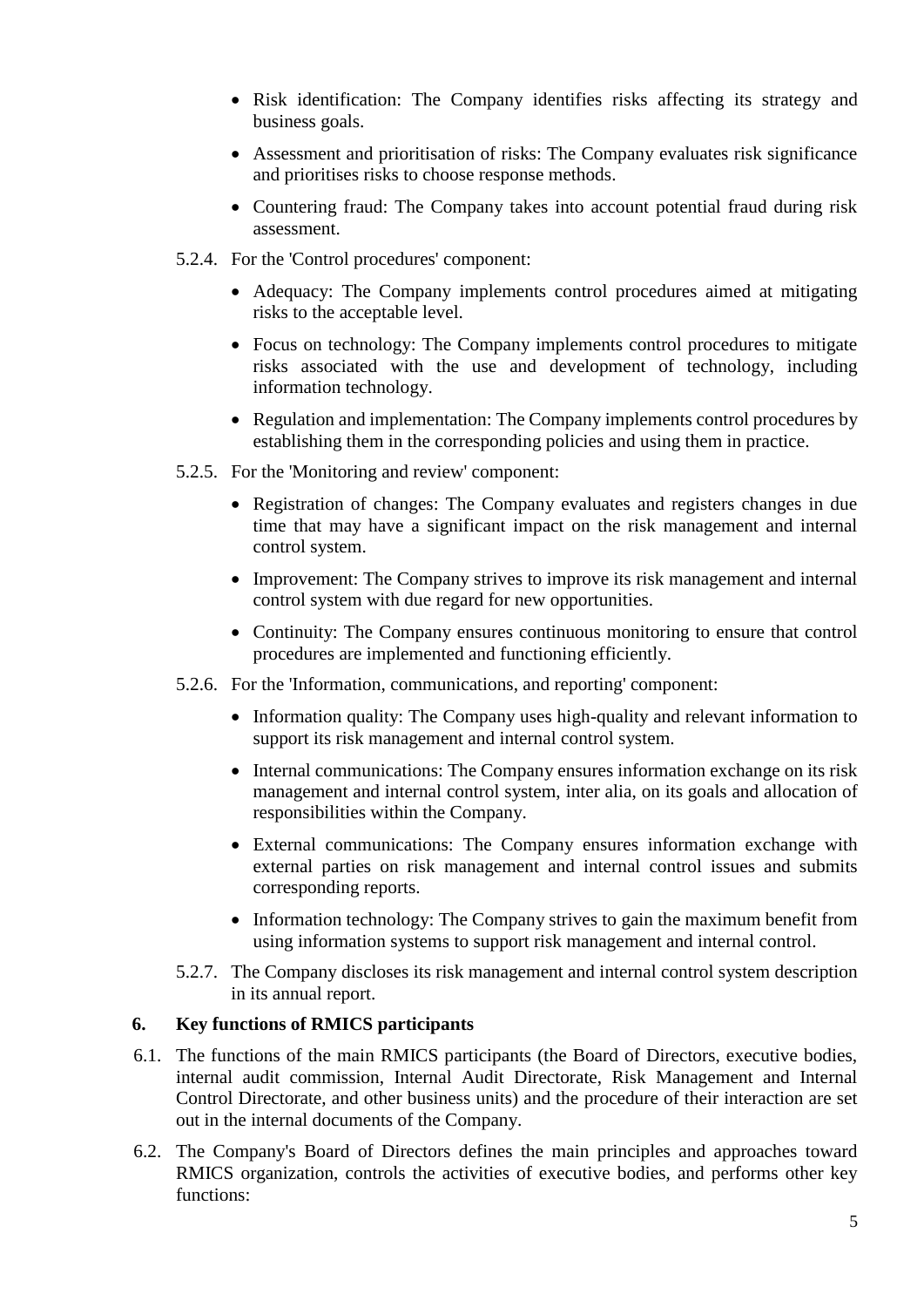- Risk identification: The Company identifies risks affecting its strategy and business goals.
- Assessment and prioritisation of risks: The Company evaluates risk significance and prioritises risks to choose response methods.
- Countering fraud: The Company takes into account potential fraud during risk assessment.

5.2.4. For the 'Control procedures' component:

- Adequacy: The Company implements control procedures aimed at mitigating risks to the acceptable level.
- Focus on technology: The Company implements control procedures to mitigate risks associated with the use and development of technology, including information technology.
- Regulation and implementation: The Company implements control procedures by establishing them in the corresponding policies and using them in practice.

5.2.5. For the 'Monitoring and review' component:

- Registration of changes: The Company evaluates and registers changes in due time that may have a significant impact on the risk management and internal control system.
- Improvement: The Company strives to improve its risk management and internal control system with due regard for new opportunities.
- Continuity: The Company ensures continuous monitoring to ensure that control procedures are implemented and functioning efficiently.

5.2.6. For the 'Information, communications, and reporting' component:

- Information quality: The Company uses high-quality and relevant information to support its risk management and internal control system.
- Internal communications: The Company ensures information exchange on its risk management and internal control system, inter alia, on its goals and allocation of responsibilities within the Company.
- External communications: The Company ensures information exchange with external parties on risk management and internal control issues and submits corresponding reports.
- Information technology: The Company strives to gain the maximum benefit from using information systems to support risk management and internal control.

5.2.7. The Company discloses its risk management and internal control system description in its annual report.

## 6. Key functions of RMICS participants

6.1. The functions of the main RMICS participants (the Board of Directors, executive bodies, internal audit commission, Internal Audit Directorate, Risk Management and Internal Control Directorate, and other business units) and the procedure of their interaction are set out in the internal documents of the Company.

6.2. The Company's Board of Directors defines the main principles and approaches toward RMICS organization, controls the activities of executive bodies, and performs other key functions: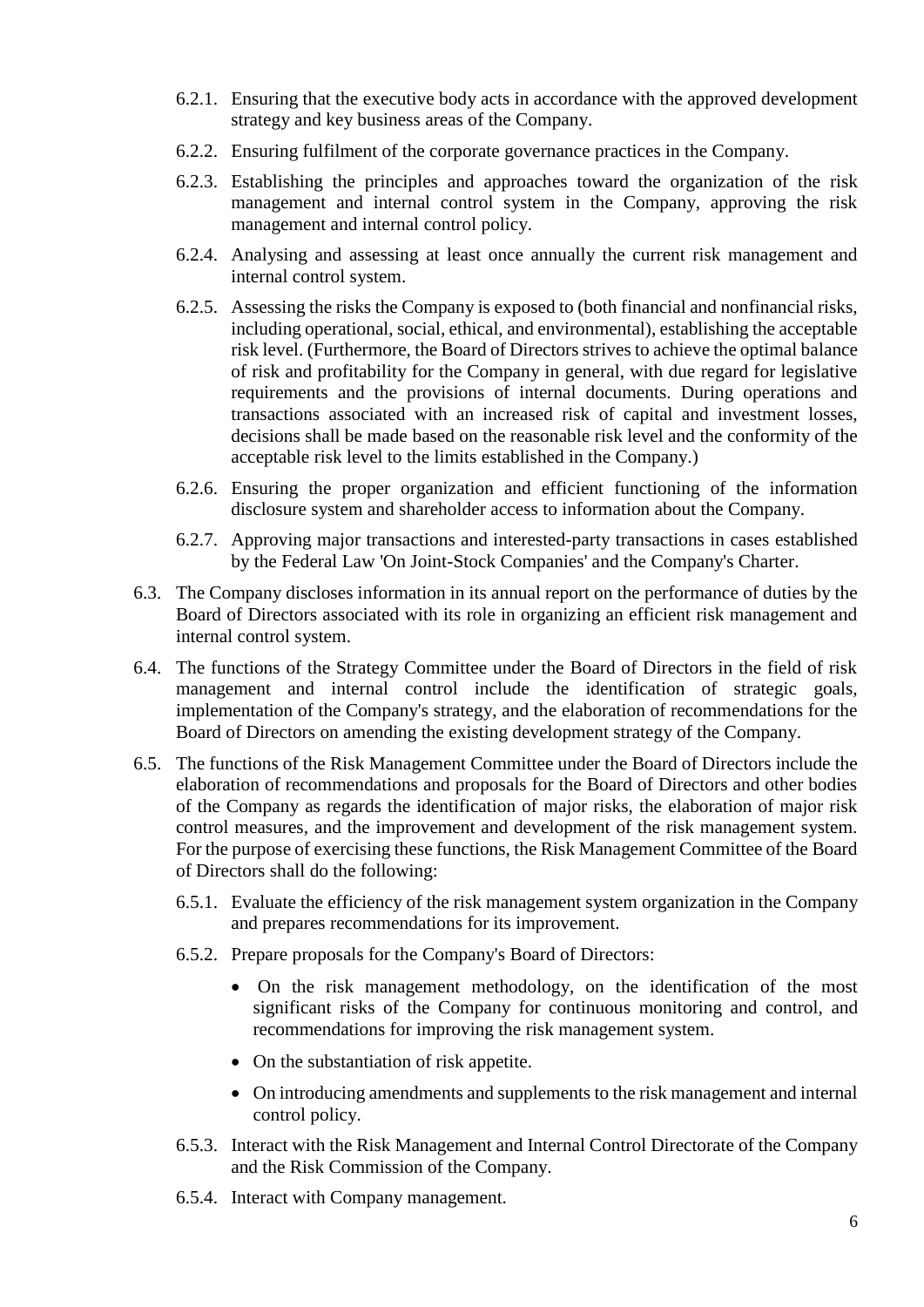6.2.1. Ensuring that the executive body acts in accordance with the approved development strategy and key business areas of the Company.

6.2.2. Ensuring fulfilment of the corporate governance practices in the Company.

6.2.3. Establishing the principles and approaches toward the organization of the risk management and internal control system in the Company, approving the risk management and internal control policy.

6.2.4. Analysing and assessing at least once annually the current risk management and internal control system.

6.2.5. Assessing the risks the Company is exposed to (both financial and nonfinancial risks, including operational, social, ethical, and environmental), establishing the acceptable risk level. (Furthermore, the Board of Directors strives to achieve the optimal balance of risk and profitability for the Company in general, with due regard for legislative requirements and the provisions of internal documents. During operations and transactions associated with an increased risk of capital and investment losses, decisions shall be made based on the reasonable risk level and the conformity of the acceptable risk level to the limits established in the Company.)

6.2.6. Ensuring the proper organization and efficient functioning of the information disclosure system and shareholder access to information about the Company.

6.2.7. Approving major transactions and interested-party transactions in cases established by the Federal Law 'On Joint-Stock Companies' and the Company's Charter.

6.3. The Company discloses information in its annual report on the performance of duties by the Board of Directors associated with its role in organizing an efficient risk management and internal control system.

6.4. The functions of the Strategy Committee under the Board of Directors in the field of risk management and internal control include the identification of strategic goals, implementation of the Company's strategy, and the elaboration of recommendations for the Board of Directors on amending the existing development strategy of the Company.

6.5. The functions of the Risk Management Committee under the Board of Directors include the elaboration of recommendations and proposals for the Board of Directors and other bodies of the Company as regards the identification of major risks, the elaboration of major risk control measures, and the improvement and development of the risk management system. For the purpose of exercising these functions, the Risk Management Committee of the Board of Directors shall do the following:

6.5.1. Evaluate the efficiency of the risk management system organization in the Company and prepares recommendations for its improvement.

6.5.2. Prepare proposals for the Company's Board of Directors:

- On the risk management methodology, on the identification of the most significant risks of the Company for continuous monitoring and control, and recommendations for improving the risk management system.
- On the substantiation of risk appetite.
- On introducing amendments and supplements to the risk management and internal control policy.

6.5.3. Interact with the Risk Management and Internal Control Directorate of the Company and the Risk Commission of the Company.

6.5.4. Interact with Company management.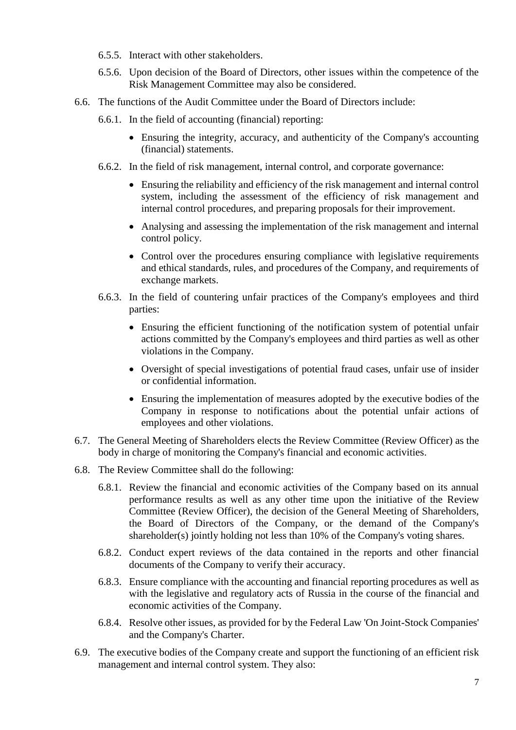6.5.5. Interact with other stakeholders.

6.5.6. Upon decision of the Board of Directors, other issues within the competence of the Risk Management Committee may also be considered.

6.6. The functions of the Audit Committee under the Board of Directors include:

6.6.1. In the field of accounting (financial) reporting:

- Ensuring the integrity, accuracy, and authenticity of the Company's accounting (financial) statements.

6.6.2. In the field of risk management, internal control, and corporate governance:

- Ensuring the reliability and efficiency of the risk management and internal control system, including the assessment of the efficiency of risk management and internal control procedures, and preparing proposals for their improvement.
- Analysing and assessing the implementation of the risk management and internal control policy.
- Control over the procedures ensuring compliance with legislative requirements and ethical standards, rules, and procedures of the Company, and requirements of exchange markets.

6.6.3. In the field of countering unfair practices of the Company's employees and third parties:

- Ensuring the efficient functioning of the notification system of potential unfair actions committed by the Company's employees and third parties as well as other violations in the Company.
- Oversight of special investigations of potential fraud cases, unfair use of insider or confidential information.
- Ensuring the implementation of measures adopted by the executive bodies of the Company in response to notifications about the potential unfair actions of employees and other violations.

6.7. The General Meeting of Shareholders elects the Review Committee (Review Officer) as the body in charge of monitoring the Company's financial and economic activities.

6.8. The Review Committee shall do the following:

6.8.1. Review the financial and economic activities of the Company based on its annual performance results as well as any other time upon the initiative of the Review Committee (Review Officer), the decision of the General Meeting of Shareholders, the Board of Directors of the Company, or the demand of the Company's shareholder(s) jointly holding not less than 10% of the Company's voting shares.

6.8.2. Conduct expert reviews of the data contained in the reports and other financial documents of the Company to verify their accuracy.

6.8.3. Ensure compliance with the accounting and financial reporting procedures as well as with the legislative and regulatory acts of Russia in the course of the financial and economic activities of the Company.

6.8.4. Resolve other issues, as provided for by the Federal Law 'On Joint-Stock Companies' and the Company's Charter.

6.9. The executive bodies of the Company create and support the functioning of an efficient risk management and internal control system. They also: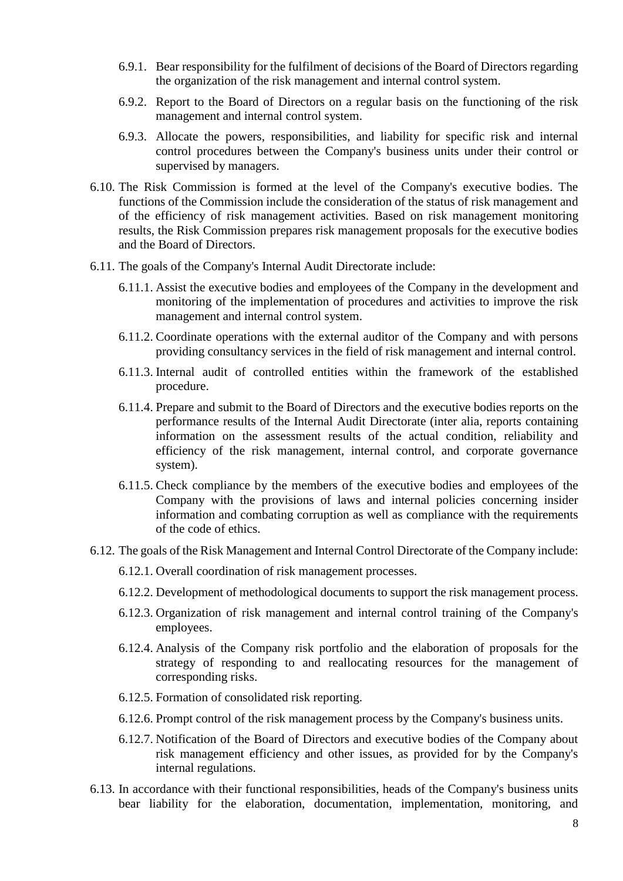6.9.1. Bear responsibility for the fulfilment of decisions of the Board of Directors regarding the organization of the risk management and internal control system.

6.9.2. Report to the Board of Directors on a regular basis on the functioning of the risk management and internal control system.

6.9.3. Allocate the powers, responsibilities, and liability for specific risk and internal control procedures between the Company's business units under their control or supervised by managers.

6.10. The Risk Commission is formed at the level of the Company's executive bodies. The functions of the Commission include the consideration of the status of risk management and of the efficiency of risk management activities. Based on risk management monitoring results, the Risk Commission prepares risk management proposals for the executive bodies and the Board of Directors.

6.11. The goals of the Company's Internal Audit Directorate include:

6.11.1. Assist the executive bodies and employees of the Company in the development and monitoring of the implementation of procedures and activities to improve the risk management and internal control system.

6.11.2. Coordinate operations with the external auditor of the Company and with persons providing consultancy services in the field of risk management and internal control.

6.11.3. Internal audit of controlled entities within the framework of the established procedure.

6.11.4. Prepare and submit to the Board of Directors and the executive bodies reports on the performance results of the Internal Audit Directorate (inter alia, reports containing information on the assessment results of the actual condition, reliability and efficiency of the risk management, internal control, and corporate governance system).

6.11.5. Check compliance by the members of the executive bodies and employees of the Company with the provisions of laws and internal policies concerning insider information and combating corruption as well as compliance with the requirements of the code of ethics.

6.12. The goals of the Risk Management and Internal Control Directorate of the Company include:

6.12.1. Overall coordination of risk management processes.

6.12.2. Development of methodological documents to support the risk management process.

6.12.3. Organization of risk management and internal control training of the Company's employees.

6.12.4. Analysis of the Company risk portfolio and the elaboration of proposals for the strategy of responding to and reallocating resources for the management of corresponding risks.

6.12.5. Formation of consolidated risk reporting.

6.12.6. Prompt control of the risk management process by the Company's business units.

6.12.7. Notification of the Board of Directors and executive bodies of the Company about risk management efficiency and other issues, as provided for by the Company's internal regulations.

6.13. In accordance with their functional responsibilities, heads of the Company's business units bear liability for the elaboration, documentation, implementation, monitoring, and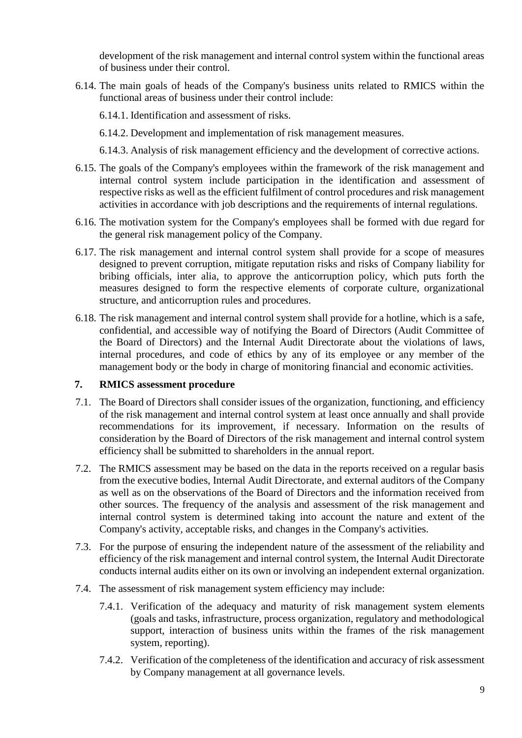development of the risk management and internal control system within the functional areas of business under their control.

6.14. The main goals of heads of the Company's business units related to RMICS within the functional areas of business under their control include:

6.14.1. Identification and assessment of risks.

6.14.2. Development and implementation of risk management measures.

6.14.3. Analysis of risk management efficiency and the development of corrective actions.

6.15. The goals of the Company's employees within the framework of the risk management and internal control system include participation in the identification and assessment of respective risks as well as the efficient fulfilment of control procedures and risk management activities in accordance with job descriptions and the requirements of internal regulations.

6.16. The motivation system for the Company's employees shall be formed with due regard for the general risk management policy of the Company.

6.17. The risk management and internal control system shall provide for a scope of measures designed to prevent corruption, mitigate reputation risks and risks of Company liability for bribing officials, inter alia, to approve the anticorruption policy, which puts forth the measures designed to form the respective elements of corporate culture, organizational structure, and anticorruption rules and procedures.

6.18. The risk management and internal control system shall provide for a hotline, which is a safe, confidential, and accessible way of notifying the Board of Directors (Audit Committee of the Board of Directors) and the Internal Audit Directorate about the violations of laws, internal procedures, and code of ethics by any of its employee or any member of the management body or the body in charge of monitoring financial and economic activities.

## 7. RMICS assessment procedure

7.1. The Board of Directors shall consider issues of the organization, functioning, and efficiency of the risk management and internal control system at least once annually and shall provide recommendations for its improvement, if necessary. Information on the results of consideration by the Board of Directors of the risk management and internal control system efficiency shall be submitted to shareholders in the annual report.

7.2. The RMICS assessment may be based on the data in the reports received on a regular basis from the executive bodies, Internal Audit Directorate, and external auditors of the Company as well as on the observations of the Board of Directors and the information received from other sources. The frequency of the analysis and assessment of the risk management and internal control system is determined taking into account the nature and extent of the Company's activity, acceptable risks, and changes in the Company's activities.

7.3. For the purpose of ensuring the independent nature of the assessment of the reliability and efficiency of the risk management and internal control system, the Internal Audit Directorate conducts internal audits either on its own or involving an independent external organization.

7.4. The assessment of risk management system efficiency may include:

7.4.1. Verification of the adequacy and maturity of risk management system elements (goals and tasks, infrastructure, process organization, regulatory and methodological support, interaction of business units within the frames of the risk management system, reporting).

7.4.2. Verification of the completeness of the identification and accuracy of risk assessment by Company management at all governance levels.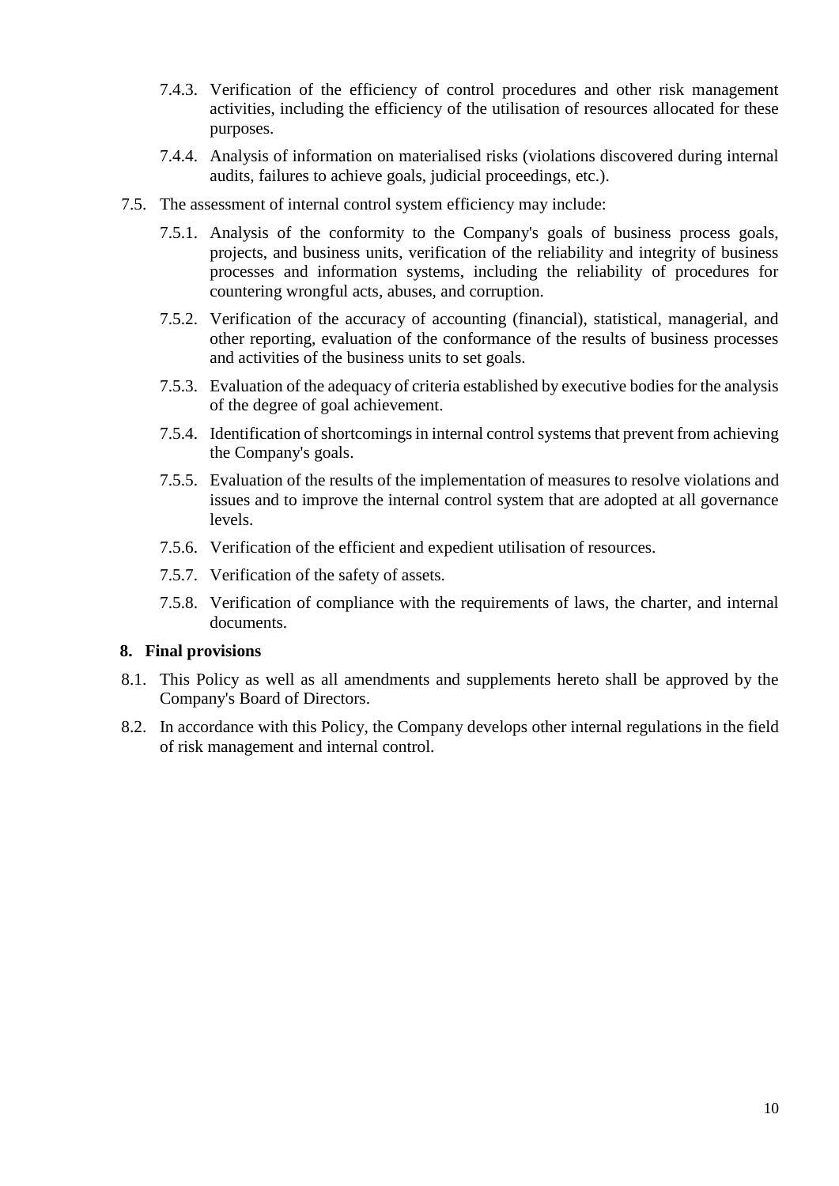7.4.3. Verification of the efficiency of control procedures and other risk management activities, including the efficiency of the utilisation of resources allocated for these purposes.

7.4.4. Analysis of information on materialised risks (violations discovered during internal audits, failures to achieve goals, judicial proceedings, etc.).

7.5. The assessment of internal control system efficiency may include:

7.5.1. Analysis of the conformity to the Company's goals of business process goals, projects, and business units, verification of the reliability and integrity of business processes and information systems, including the reliability of procedures for countering wrongful acts, abuses, and corruption.

7.5.2. Verification of the accuracy of accounting (financial), statistical, managerial, and other reporting, evaluation of the conformance of the results of business processes and activities of the business units to set goals.

7.5.3. Evaluation of the adequacy of criteria established by executive bodies for the analysis of the degree of goal achievement.

7.5.4. Identification of shortcomings in internal control systems that prevent from achieving the Company's goals.

7.5.5. Evaluation of the results of the implementation of measures to resolve violations and issues and to improve the internal control system that are adopted at all governance levels.

7.5.6. Verification of the efficient and expedient utilisation of resources.

7.5.7. Verification of the safety of assets.

7.5.8. Verification of compliance with the requirements of laws, the charter, and internal documents.

## 8. Final provisions

8.1. This Policy as well as all amendments and supplements hereto shall be approved by the Company's Board of Directors.

8.2. In accordance with this Policy, the Company develops other internal regulations in the field of risk management and internal control.